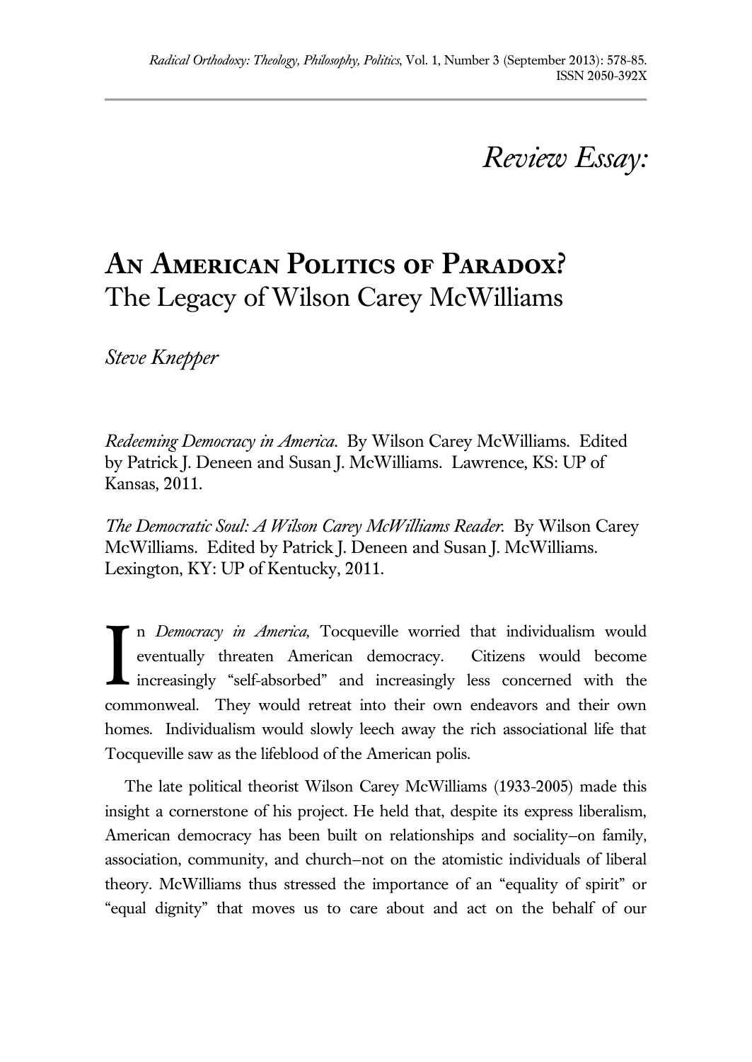*Review Essay:*

# An American Politics of Paradox? The Legacy of Wilson Carey McWilliams

*Steve Knepper*

*Redeeming Democracy in America*. By Wilson Carey McWilliams. Edited by Patrick J. Deneen and Susan J. McWilliams. Lawrence, KS: UP of Kansas, 2011.

*The Democratic Soul: A Wilson Carey McWilliams Reader*. By Wilson Carey McWilliams. Edited by Patrick J. Deneen and Susan J. McWilliams. Lexington, KY: UP of Kentucky, 2011.

In *Democracy in America,* Tocqueville worried that individualism would eventually threaten American democracy. Citizens would become increasingly "self-absorbed" and increasingly less concerned with the commonweal. They would retreat into their own endeavors and their own homes. Individualism would slowly leech away the rich associational life that Tocqueville saw as the lifeblood of the American polis.

The late political theorist Wilson Carey McWilliams (1933-2005) made this insight a cornerstone of his project. He held that, despite its express liberalism, American democracy has been built on relationships and sociality–on family, association, community, and church–not on the atomistic individuals of liberal theory. McWilliams thus stressed the importance of an "equality of spirit" or "equal dignity" that moves us to care about and act on the behalf of our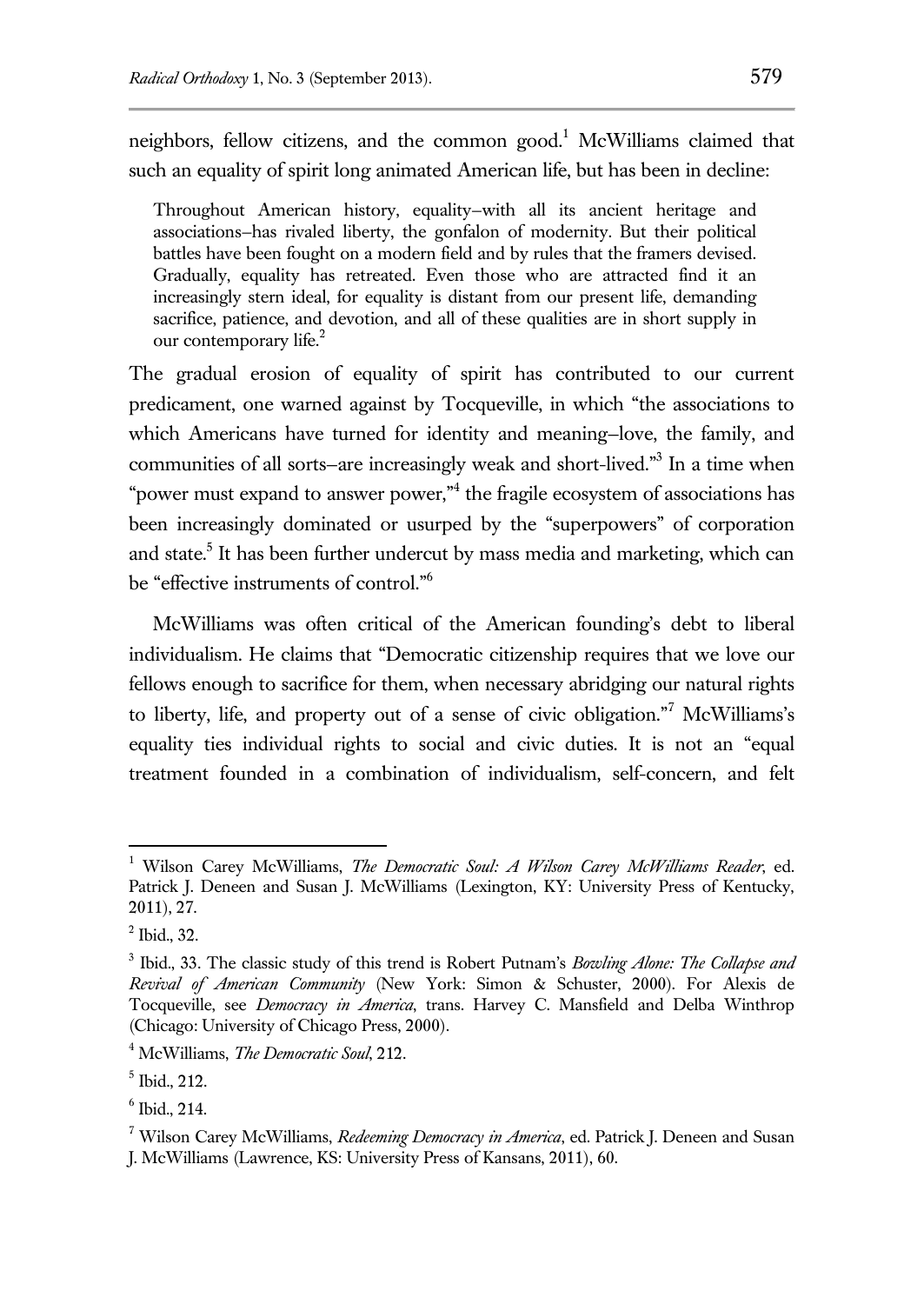neighbors, fellow citizens, and the common good.[1] McWilliams claimed that such an equality of spirit long animated American life, but has been in decline:

> Throughout American history, equality–with all its ancient heritage and associations–has rivaled liberty, the gonfalon of modernity. But their political battles have been fought on a modern field and by rules that the framers devised. Gradually, equality has retreated. Even those who are attracted find it an increasingly stern ideal, for equality is distant from our present life, demanding sacrifice, patience, and devotion, and all of these qualities are in short supply in our contemporary life.[2]

The gradual erosion of equality of spirit has contributed to our current predicament, one warned against by Tocqueville, in which "the associations to which Americans have turned for identity and meaning–love, the family, and communities of all sorts–are increasingly weak and short-lived."[3] In a time when "power must expand to answer power,"[4] the fragile ecosystem of associations has been increasingly dominated or usurped by the "superpowers" of corporation and state.[5] It has been further undercut by mass media and marketing, which can be "effective instruments of control."[6]

McWilliams was often critical of the American founding's debt to liberal individualism. He claims that "Democratic citizenship requires that we love our fellows enough to sacrifice for them, when necessary abridging our natural rights to liberty, life, and property out of a sense of civic obligation."[7] McWilliams's equality ties individual rights to social and civic duties. It is not an "equal treatment founded in a combination of individualism, self-concern, and felt

---

[1] Wilson Carey McWilliams, *The Democratic Soul: A Wilson Carey McWilliams Reader*, ed. Patrick J. Deneen and Susan J. McWilliams (Lexington, KY: University Press of Kentucky, 2011), 27.

[2] Ibid., 32.

[3] Ibid., 33. The classic study of this trend is Robert Putnam's *Bowling Alone: The Collapse and Revival of American Community* (New York: Simon & Schuster, 2000). For Alexis de Tocqueville, see *Democracy in America*, trans. Harvey C. Mansfield and Delba Winthrop (Chicago: University of Chicago Press, 2000).

[4] McWilliams, *The Democratic Soul*, 212.

[5] Ibid., 212.

[6] Ibid., 214.

[7] Wilson Carey McWilliams, *Redeeming Democracy in America*, ed. Patrick J. Deneen and Susan J. McWilliams (Lawrence, KS: University Press of Kansans, 2011), 60.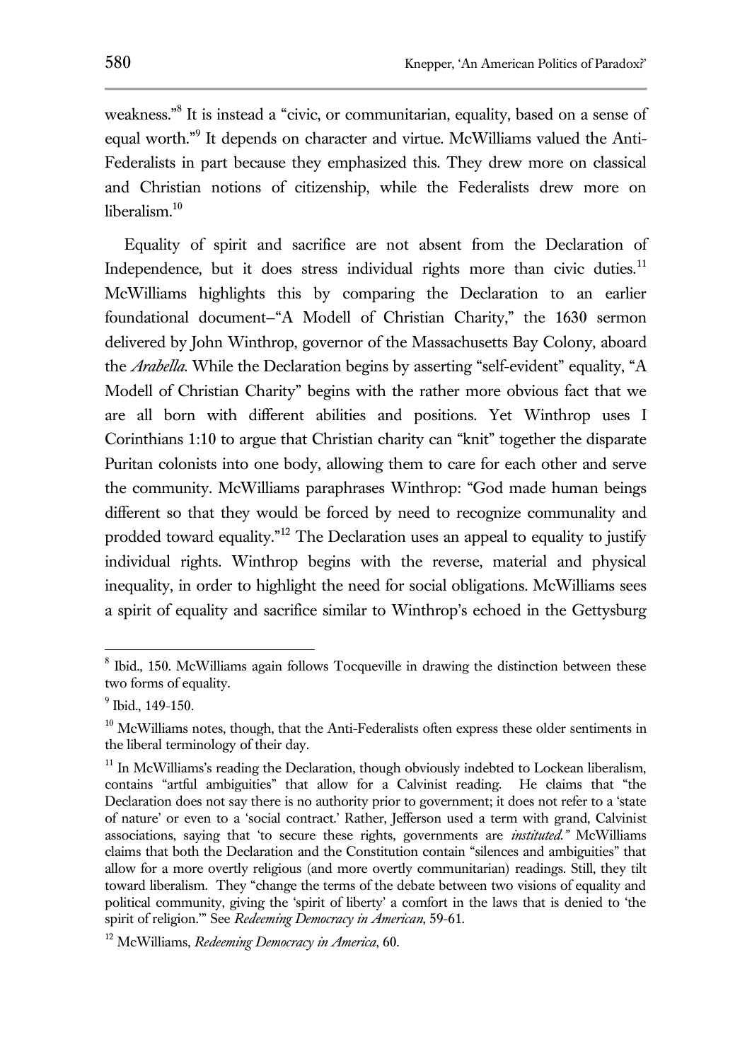weakness."[8] It is instead a "civic, or communitarian, equality, based on a sense of equal worth."[9] It depends on character and virtue. McWilliams valued the Anti-Federalists in part because they emphasized this. They drew more on classical and Christian notions of citizenship, while the Federalists drew more on liberalism.[10]

Equality of spirit and sacrifice are not absent from the Declaration of Independence, but it does stress individual rights more than civic duties.[11] McWilliams highlights this by comparing the Declaration to an earlier foundational document—"A Modell of Christian Charity," the 1630 sermon delivered by John Winthrop, governor of the Massachusetts Bay Colony, aboard the *Arabella*. While the Declaration begins by asserting "self-evident" equality, "A Modell of Christian Charity" begins with the rather more obvious fact that we are all born with different abilities and positions. Yet Winthrop uses I Corinthians 1:10 to argue that Christian charity can "knit" together the disparate Puritan colonists into one body, allowing them to care for each other and serve the community. McWilliams paraphrases Winthrop: "God made human beings different so that they would be forced by need to recognize communality and prodded toward equality."[12] The Declaration uses an appeal to equality to justify individual rights. Winthrop begins with the reverse, material and physical inequality, in order to highlight the need for social obligations. McWilliams sees a spirit of equality and sacrifice similar to Winthrop's echoed in the Gettysburg

---

[8] Ibid., 150. McWilliams again follows Tocqueville in drawing the distinction between these two forms of equality.

[9] Ibid., 149-150.

[10] McWilliams notes, though, that the Anti-Federalists often express these older sentiments in the liberal terminology of their day.

[11] In McWilliams's reading the Declaration, though obviously indebted to Lockean liberalism, contains "artful ambiguities" that allow for a Calvinist reading. He claims that "the Declaration does not say there is no authority prior to government; it does not refer to a 'state of nature' or even to a 'social contract.' Rather, Jefferson used a term with grand, Calvinist associations, saying that 'to secure these rights, governments are *instituted*.'" McWilliams claims that both the Declaration and the Constitution contain "silences and ambiguities" that allow for a more overtly religious (and more overtly communitarian) readings. Still, they tilt toward liberalism. They "change the terms of the debate between two visions of equality and political community, giving the 'spirit of liberty' a comfort in the laws that is denied to 'the spirit of religion.'" See *Redeeming Democracy in American*, 59-61.

[12] McWilliams, *Redeeming Democracy in America*, 60.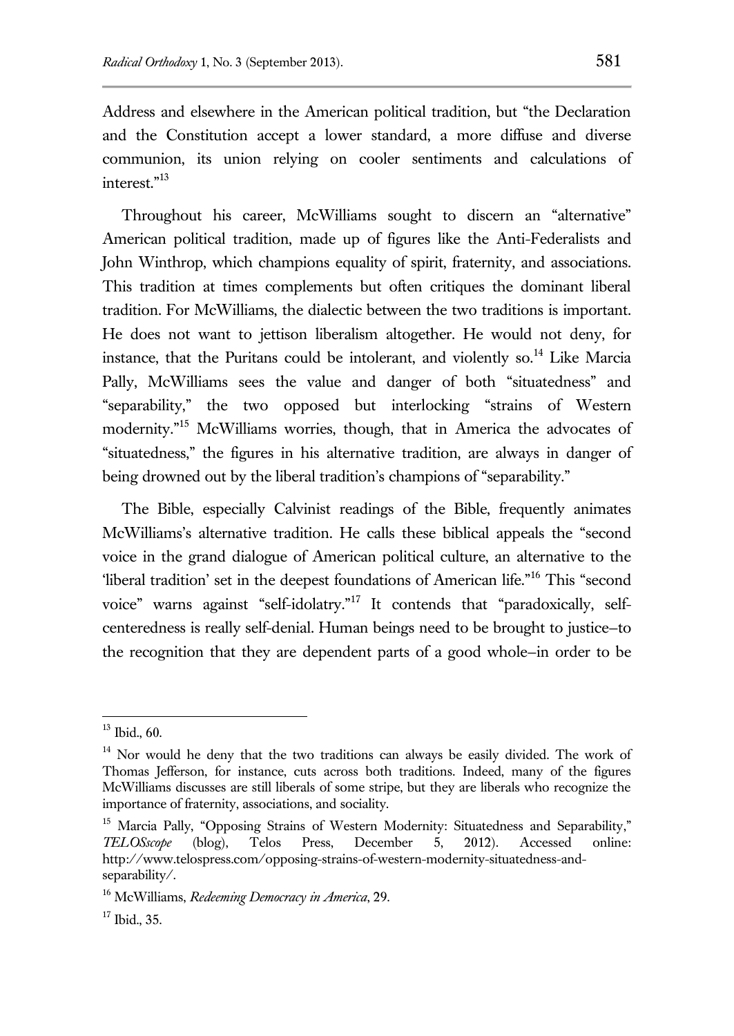Address and elsewhere in the American political tradition, but "the Declaration and the Constitution accept a lower standard, a more diffuse and diverse communion, its union relying on cooler sentiments and calculations of interest."[13]

Throughout his career, McWilliams sought to discern an "alternative" American political tradition, made up of figures like the Anti-Federalists and John Winthrop, which champions equality of spirit, fraternity, and associations. This tradition at times complements but often critiques the dominant liberal tradition. For McWilliams, the dialectic between the two traditions is important. He does not want to jettison liberalism altogether. He would not deny, for instance, that the Puritans could be intolerant, and violently so.[14] Like Marcia Pally, McWilliams sees the value and danger of both "situatedness" and "separability," the two opposed but interlocking "strains of Western modernity."[15] McWilliams worries, though, that in America the advocates of "situatedness," the figures in his alternative tradition, are always in danger of being drowned out by the liberal tradition's champions of "separability."

The Bible, especially Calvinist readings of the Bible, frequently animates McWilliams's alternative tradition. He calls these biblical appeals the "second voice in the grand dialogue of American political culture, an alternative to the 'liberal tradition' set in the deepest foundations of American life."[16] This "second voice" warns against "self-idolatry."[17] It contends that "paradoxically, self-centeredness is really self-denial. Human beings need to be brought to justice–to the recognition that they are dependent parts of a good whole–in order to be

---

[13] Ibid., 60.

[14] Nor would he deny that the two traditions can always be easily divided. The work of Thomas Jefferson, for instance, cuts across both traditions. Indeed, many of the figures McWilliams discusses are still liberals of some stripe, but they are liberals who recognize the importance of fraternity, associations, and sociality.

[15] Marcia Pally, "Opposing Strains of Western Modernity: Situatedness and Separability," *TELOSscope* (blog), Telos Press, December 5, 2012). Accessed online: http://www.telospress.com/opposing-strains-of-western-modernity-situatedness-and-separability/.

[16] McWilliams, *Redeeming Democracy in America*, 29.

[17] Ibid., 35.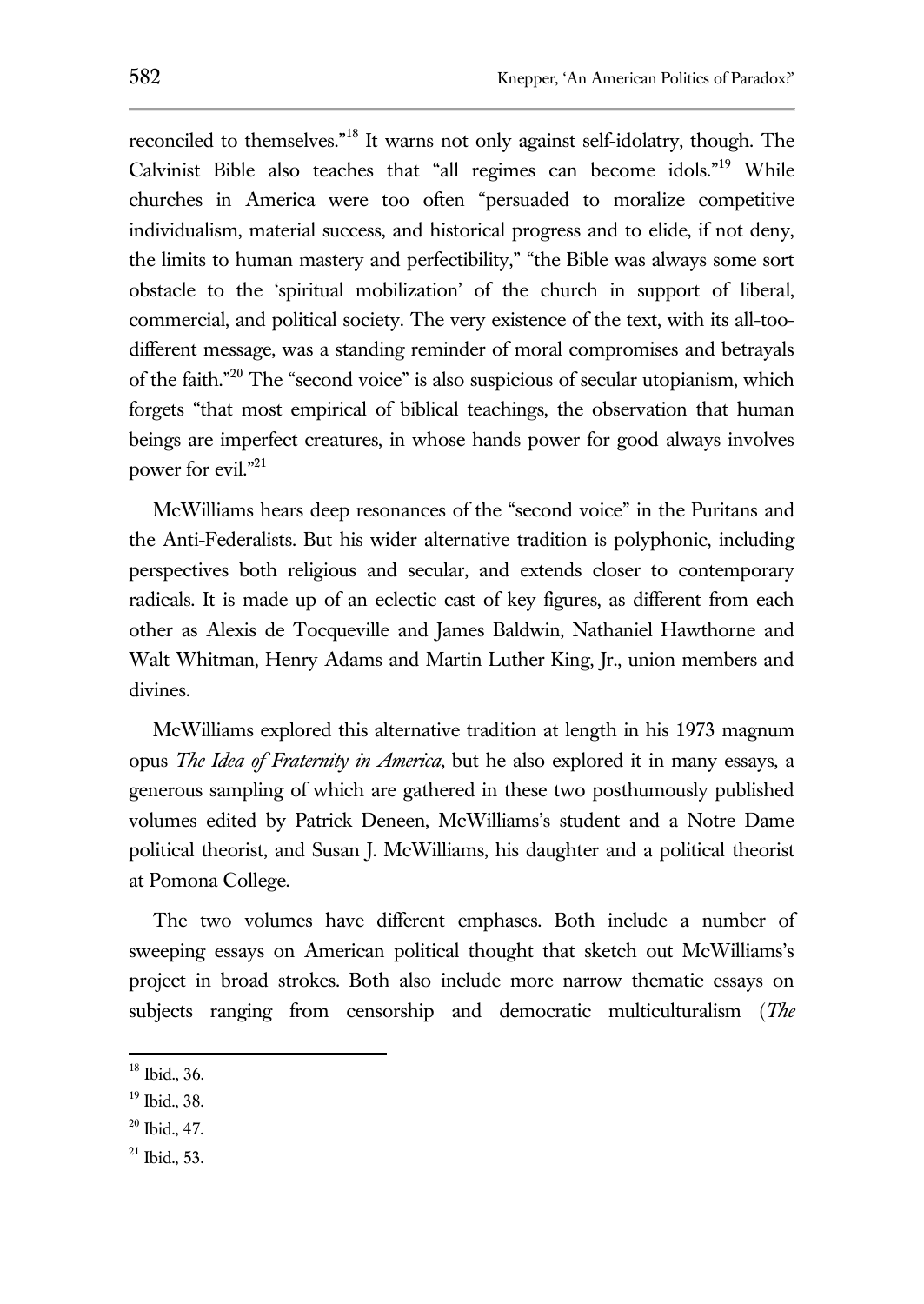reconciled to themselves."[18] It warns not only against self-idolatry, though. The Calvinist Bible also teaches that "all regimes can become idols."[19] While churches in America were too often "persuaded to moralize competitive individualism, material success, and historical progress and to elide, if not deny, the limits to human mastery and perfectibility," "the Bible was always some sort obstacle to the 'spiritual mobilization' of the church in support of liberal, commercial, and political society. The very existence of the text, with its all-too-different message, was a standing reminder of moral compromises and betrayals of the faith."[20] The "second voice" is also suspicious of secular utopianism, which forgets "that most empirical of biblical teachings, the observation that human beings are imperfect creatures, in whose hands power for good always involves power for evil."[21]

McWilliams hears deep resonances of the "second voice" in the Puritans and the Anti-Federalists. But his wider alternative tradition is polyphonic, including perspectives both religious and secular, and extends closer to contemporary radicals. It is made up of an eclectic cast of key figures, as different from each other as Alexis de Tocqueville and James Baldwin, Nathaniel Hawthorne and Walt Whitman, Henry Adams and Martin Luther King, Jr., union members and divines.

McWilliams explored this alternative tradition at length in his 1973 magnum opus *The Idea of Fraternity in America*, but he also explored it in many essays, a generous sampling of which are gathered in these two posthumously published volumes edited by Patrick Deneen, McWilliams's student and a Notre Dame political theorist, and Susan J. McWilliams, his daughter and a political theorist at Pomona College.

The two volumes have different emphases. Both include a number of sweeping essays on American political thought that sketch out McWilliams's project in broad strokes. Both also include more narrow thematic essays on subjects ranging from censorship and democratic multiculturalism (*The*

[18] Ibid., 36.

[19] Ibid., 38.

[20] Ibid., 47.

[21] Ibid., 53.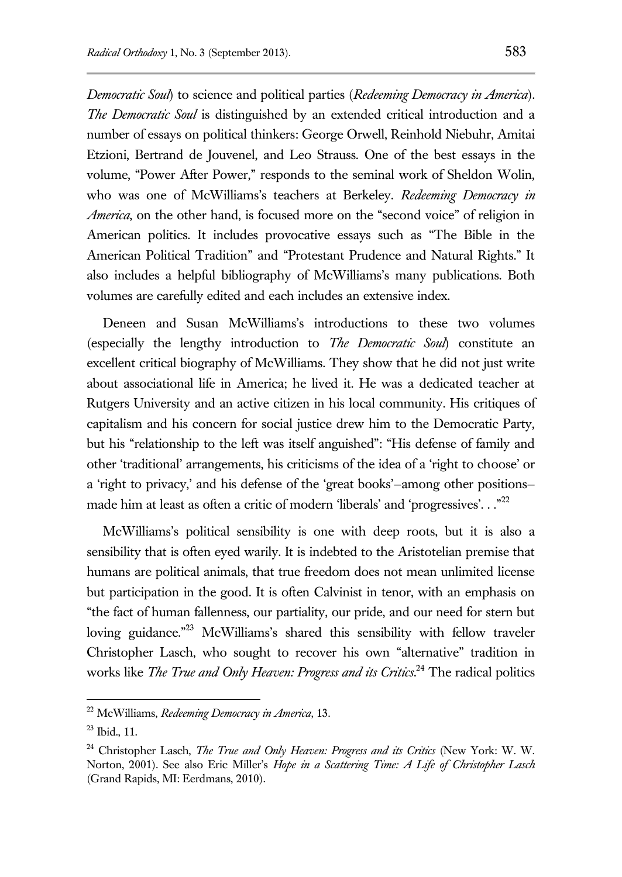*Democratic Soul*) to science and political parties (*Redeeming Democracy in America*). *The Democratic Soul* is distinguished by an extended critical introduction and a number of essays on political thinkers: George Orwell, Reinhold Niebuhr, Amitai Etzioni, Bertrand de Jouvenel, and Leo Strauss. One of the best essays in the volume, "Power After Power," responds to the seminal work of Sheldon Wolin, who was one of McWilliams's teachers at Berkeley. *Redeeming Democracy in America*, on the other hand, is focused more on the "second voice" of religion in American politics. It includes provocative essays such as "The Bible in the American Political Tradition" and "Protestant Prudence and Natural Rights." It also includes a helpful bibliography of McWilliams's many publications. Both volumes are carefully edited and each includes an extensive index.

Deneen and Susan McWilliams's introductions to these two volumes (especially the lengthy introduction to *The Democratic Soul*) constitute an excellent critical biography of McWilliams. They show that he did not just write about associational life in America; he lived it. He was a dedicated teacher at Rutgers University and an active citizen in his local community. His critiques of capitalism and his concern for social justice drew him to the Democratic Party, but his "relationship to the left was itself anguished": "His defense of family and other 'traditional' arrangements, his criticisms of the idea of a 'right to choose' or a 'right to privacy,' and his defense of the 'great books'–among other positions–made him at least as often a critic of modern 'liberals' and 'progressives'. . ."[22]

McWilliams's political sensibility is one with deep roots, but it is also a sensibility that is often eyed warily. It is indebted to the Aristotelian premise that humans are political animals, that true freedom does not mean unlimited license but participation in the good. It is often Calvinist in tenor, with an emphasis on "the fact of human fallenness, our partiality, our pride, and our need for stern but loving guidance."[23] McWilliams's shared this sensibility with fellow traveler Christopher Lasch, who sought to recover his own "alternative" tradition in works like *The True and Only Heaven: Progress and its Critics*.[24] The radical politics

---

[22] McWilliams, *Redeeming Democracy in America*, 13.

[23] Ibid., 11.

[24] Christopher Lasch, *The True and Only Heaven: Progress and its Critics* (New York: W. W. Norton, 2001). See also Eric Miller's *Hope in a Scattering Time: A Life of Christopher Lasch* (Grand Rapids, MI: Eerdmans, 2010).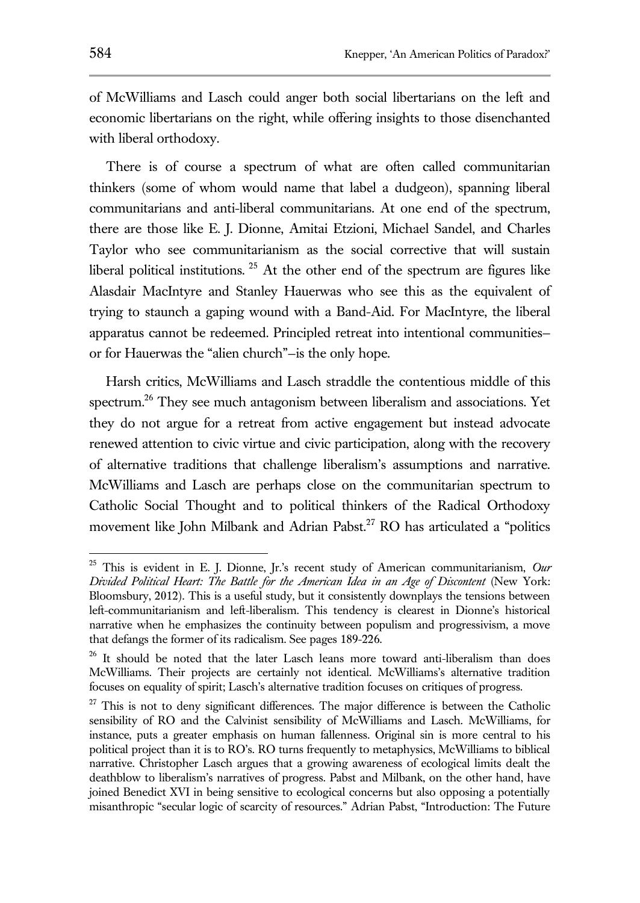of McWilliams and Lasch could anger both social libertarians on the left and economic libertarians on the right, while offering insights to those disenchanted with liberal orthodoxy.

There is of course a spectrum of what are often called communitarian thinkers (some of whom would name that label a dudgeon), spanning liberal communitarians and anti-liberal communitarians. At one end of the spectrum, there are those like E. J. Dionne, Amitai Etzioni, Michael Sandel, and Charles Taylor who see communitarianism as the social corrective that will sustain liberal political institutions. [25] At the other end of the spectrum are figures like Alasdair MacIntyre and Stanley Hauerwas who see this as the equivalent of trying to staunch a gaping wound with a Band-Aid. For MacIntyre, the liberal apparatus cannot be redeemed. Principled retreat into intentional communities–or for Hauerwas the "alien church"–is the only hope.

Harsh critics, McWilliams and Lasch straddle the contentious middle of this spectrum.[26] They see much antagonism between liberalism and associations. Yet they do not argue for a retreat from active engagement but instead advocate renewed attention to civic virtue and civic participation, along with the recovery of alternative traditions that challenge liberalism's assumptions and narrative. McWilliams and Lasch are perhaps close on the communitarian spectrum to Catholic Social Thought and to political thinkers of the Radical Orthodoxy movement like John Milbank and Adrian Pabst.[27] RO has articulated a "politics

---

[25] This is evident in E. J. Dionne, Jr.'s recent study of American communitarianism, *Our Divided Political Heart: The Battle for the American Idea in an Age of Discontent* (New York: Bloomsbury, 2012). This is a useful study, but it consistently downplays the tensions between left-communitarianism and left-liberalism. This tendency is clearest in Dionne's historical narrative when he emphasizes the continuity between populism and progressivism, a move that defangs the former of its radicalism. See pages 189-226.

[26] It should be noted that the later Lasch leans more toward anti-liberalism than does McWilliams. Their projects are certainly not identical. McWilliams's alternative tradition focuses on equality of spirit; Lasch's alternative tradition focuses on critiques of progress.

[27] This is not to deny significant differences. The major difference is between the Catholic sensibility of RO and the Calvinist sensibility of McWilliams and Lasch. McWilliams, for instance, puts a greater emphasis on human fallenness. Original sin is more central to his political project than it is to RO's. RO turns frequently to metaphysics, McWilliams to biblical narrative. Christopher Lasch argues that a growing awareness of ecological limits dealt the deathblow to liberalism's narratives of progress. Pabst and Milbank, on the other hand, have joined Benedict XVI in being sensitive to ecological concerns but also opposing a potentially misanthropic "secular logic of scarcity of resources." Adrian Pabst, "Introduction: The Future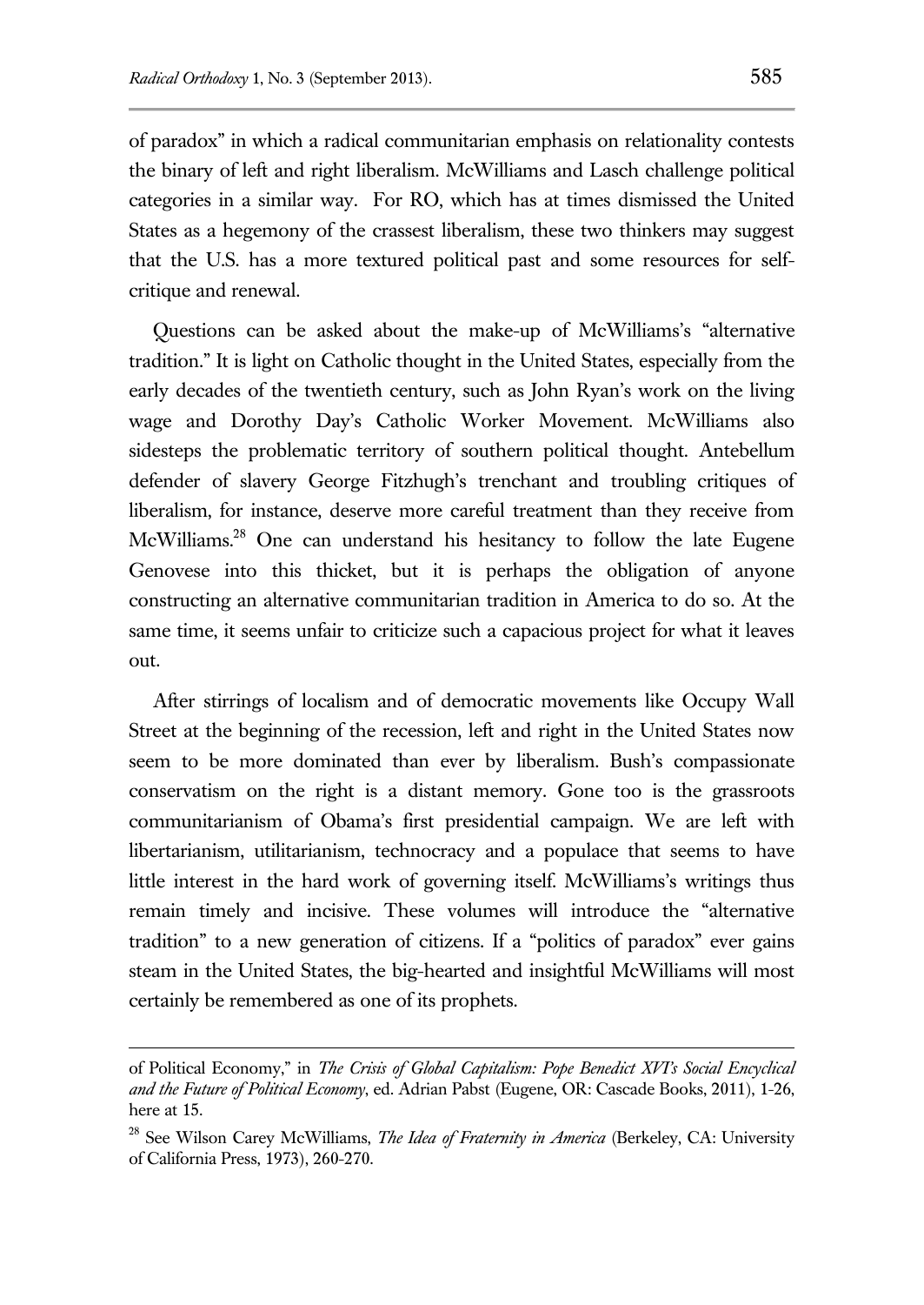of paradox" in which a radical communitarian emphasis on relationality contests the binary of left and right liberalism. McWilliams and Lasch challenge political categories in a similar way. For RO, which has at times dismissed the United States as a hegemony of the crassest liberalism, these two thinkers may suggest that the U.S. has a more textured political past and some resources for self-critique and renewal.

Questions can be asked about the make-up of McWilliams's "alternative tradition." It is light on Catholic thought in the United States, especially from the early decades of the twentieth century, such as John Ryan's work on the living wage and Dorothy Day's Catholic Worker Movement. McWilliams also sidesteps the problematic territory of southern political thought. Antebellum defender of slavery George Fitzhugh's trenchant and troubling critiques of liberalism, for instance, deserve more careful treatment than they receive from McWilliams.[28] One can understand his hesitancy to follow the late Eugene Genovese into this thicket, but it is perhaps the obligation of anyone constructing an alternative communitarian tradition in America to do so. At the same time, it seems unfair to criticize such a capacious project for what it leaves out.

After stirrings of localism and of democratic movements like Occupy Wall Street at the beginning of the recession, left and right in the United States now seem to be more dominated than ever by liberalism. Bush's compassionate conservatism on the right is a distant memory. Gone too is the grassroots communitarianism of Obama's first presidential campaign. We are left with libertarianism, utilitarianism, technocracy and a populace that seems to have little interest in the hard work of governing itself. McWilliams's writings thus remain timely and incisive. These volumes will introduce the "alternative tradition" to a new generation of citizens. If a "politics of paradox" ever gains steam in the United States, the big-hearted and insightful McWilliams will most certainly be remembered as one of its prophets.

---

of Political Economy," in *The Crisis of Global Capitalism: Pope Benedict XVI's Social Encyclical and the Future of Political Economy*, ed. Adrian Pabst (Eugene, OR: Cascade Books, 2011), 1-26, here at 15.

[28] See Wilson Carey McWilliams, *The Idea of Fraternity in America* (Berkeley, CA: University of California Press, 1973), 260-270.